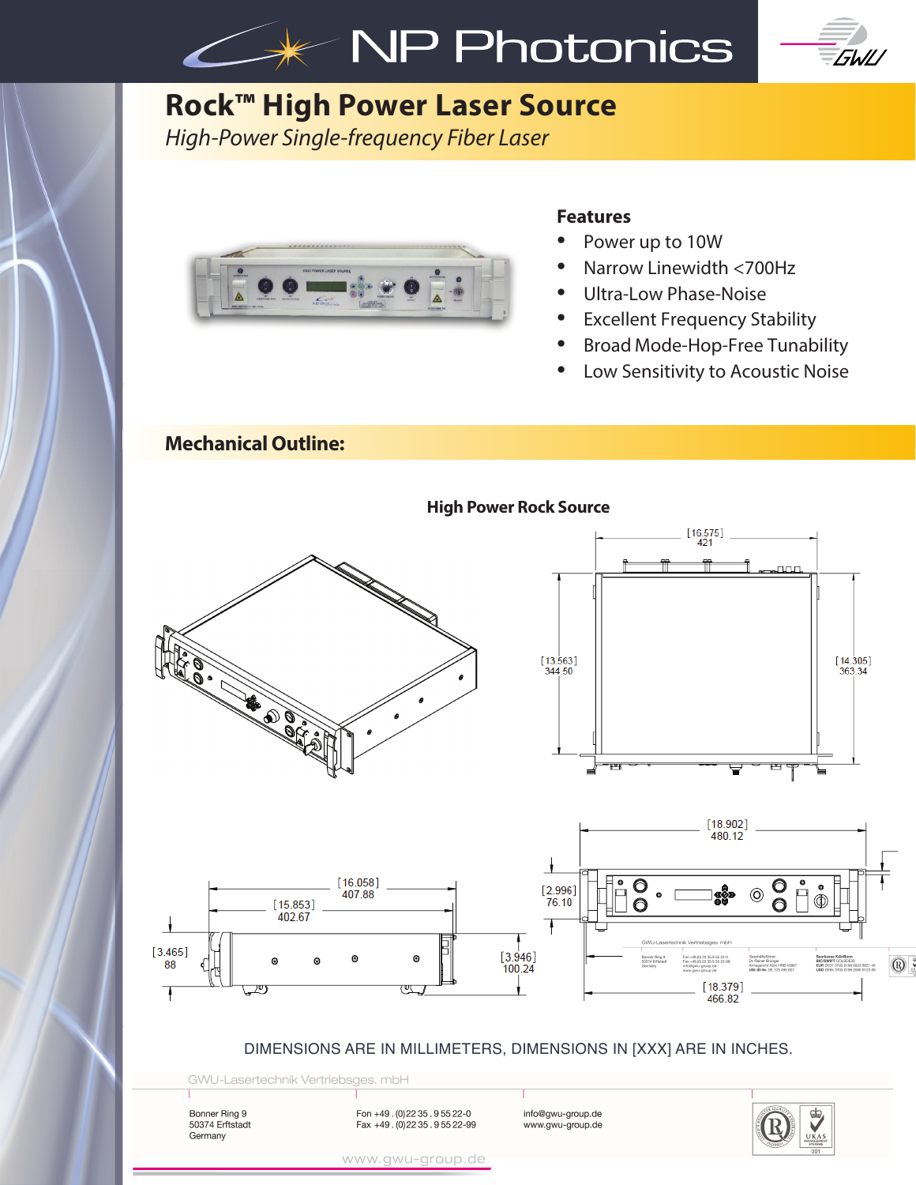NP Photonics

# Rock™ High Power Laser Source

*High-Power Single-frequency Fiber Laser*

## Features

- Power up to 10W
- Narrow Linewidth <700Hz
- Ultra-Low Phase-Noise
- Excellent Frequency Stability
- Broad Mode-Hop-Free Tunability
- Low Sensitivity to Acoustic Noise

## Mechanical Outline:

### High Power Rock Source

[16.575] 421

[13.563] 344.50

[14.305] 363.34

[18.902] 480.12

[2.996] 76.10

[18.379] 466.82

[16.058] 407.88

[15.853] 402.67

[3.465] 88

[3.946] 100.24

DIMENSIONS ARE IN MILLIMETERS, DIMENSIONS IN [XXX] ARE IN INCHES.

GWU-Lasertechnik Vertriebsges. mbH

Bonner Ring 9
50374 Erftstadt
Germany

Fon +49 . (0)22 35 . 9 55 22-0
Fax +49 . (0)22 35 . 9 55 22-99

info@gwu-group.de
www.gwu-group.de

www.gwu-group.de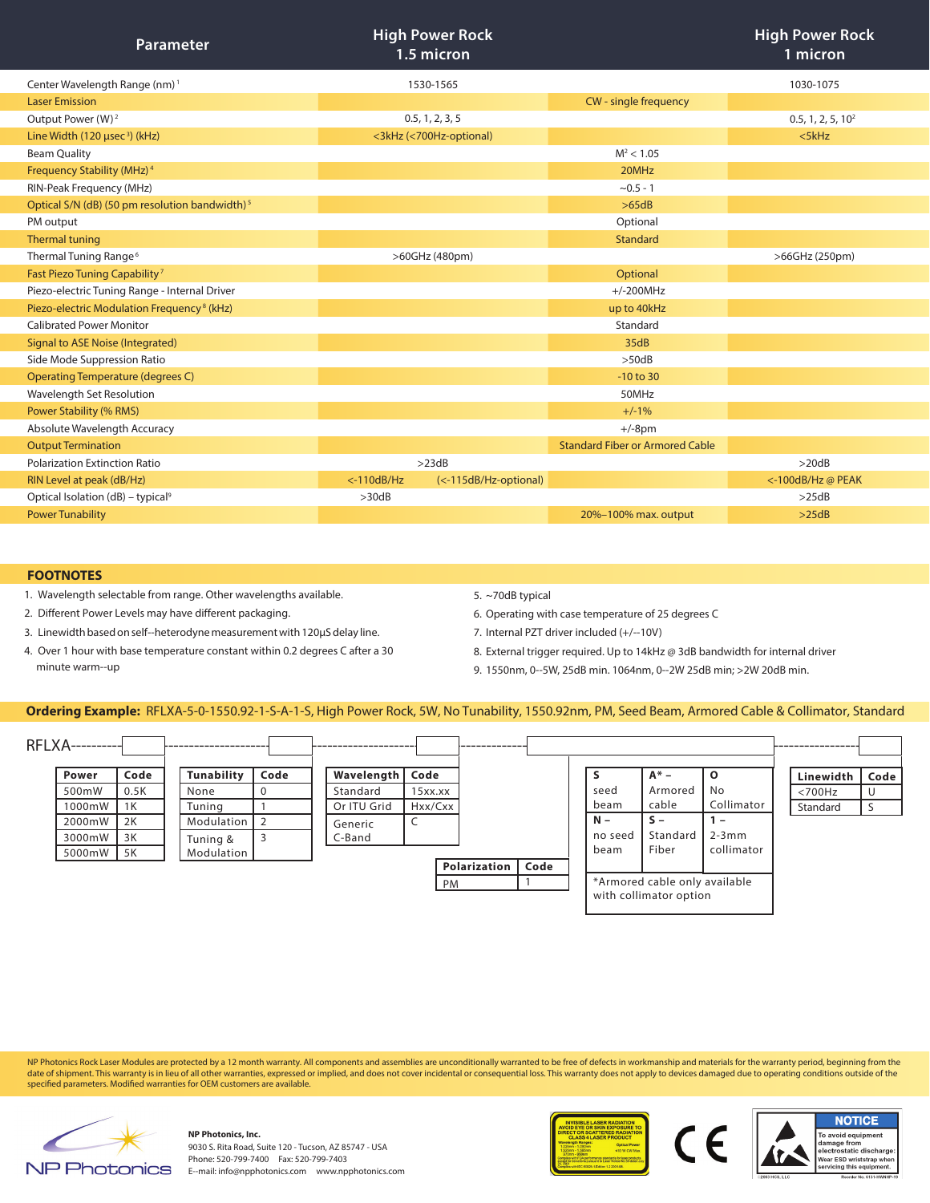| Parameter | High Power Rock 1.5 micron | | High Power Rock 1 micron |
|---|---|---|---|
| Center Wavelength Range (nm) [1] | 1530-1565 | | 1030-1075 |
| Laser Emission | | CW - single frequency | |
| Output Power (W) [2] | 0.5, 1, 2, 3, 5 | | 0.5, 1, 2, 5, 10[2] |
| Line Width (120 µsec [3]) (kHz) | <3kHz (<700Hz-optional) | | <5kHz |
| Beam Quality | | $M^2 < 1.05$ | |
| Frequency Stability (MHz) [4] | | 20MHz | |
| RIN-Peak Frequency (MHz) | | ~0.5 - 1 | |
| Optical S/N (dB) (50 pm resolution bandwidth) [5] | | >65dB | |
| PM output | | Optional | |
| Thermal tuning | | Standard | |
| Thermal Tuning Range [6] | >60GHz (480pm) | | >66GHz (250pm) |
| Fast Piezo Tuning Capability [7] | | Optional | |
| Piezo-electric Tuning Range - Internal Driver | | +/-200MHz | |
| Piezo-electric Modulation Frequency [8] (kHz) | | up to 40kHz | |
| Calibrated Power Monitor | | Standard | |
| Signal to ASE Noise (Integrated) | | 35dB | |
| Side Mode Suppression Ratio | | >50dB | |
| Operating Temperature (degrees C) | | -10 to 30 | |
| Wavelength Set Resolution | | 50MHz | |
| Power Stability (% RMS) | | +/-1% | |
| Absolute Wavelength Accuracy | | +/-8pm | |
| Output Termination | | Standard Fiber or Armored Cable | |
| Polarization Extinction Ratio | >23dB | | >20dB |
| RIN Level at peak (dB/Hz) | <-110dB/Hz (<-115dB/Hz-optional) | | <-100dB/Hz @ PEAK |
| Optical Isolation (dB) – typical [9] | >30dB | | >25dB |
| Power Tunability | | 20%–100% max. output | >25dB |

## FOOTNOTES

1. Wavelength selectable from range. Other wavelengths available.
2. Different Power Levels may have different packaging.
3. Linewidth based on self--heterodyne measurement with 120µS delay line.
4. Over 1 hour with base temperature constant within 0.2 degrees C after a 30 minute warm--up
5. ~70dB typical
6. Operating with case temperature of 25 degrees C
7. Internal PZT driver included (+/--10V)
8. External trigger required. Up to 14kHz @ 3dB bandwidth for internal driver
9. 1550nm, 0--5W, 25dB min. 1064nm, 0--2W 25dB min; >2W 20dB min.

**Ordering Example:** RFLXA-5-0-1550.92-1-S-A-1-S, High Power Rock, 5W, No Tunability, 1550.92nm, PM, Seed Beam, Armored Cable & Collimator, Standard

RFLXA-

| Power | Code |
|---|---|
| 500mW | 0.5K |
| 1000mW | 1K |
| 2000mW | 2K |
| 3000mW | 3K |
| 5000mW | 5K |

| Tunability | Code |
|---|---|
| None | 0 |
| Tuning | 1 |
| Modulation | 2 |
| Tuning & Modulation | 3 |

| Wavelength | Code |
|---|---|
| Standard | 15xx.xx |
| Or ITU Grid | Hxx/Cxx |
| Generic C-Band | C |

| Polarization | Code |
|---|---|
| PM | 1 |

| | | |
|---|---|---|
| S seed beam | A* – Armored cable | O No Collimator |
| N – no seed beam | S – Standard Fiber | 1 – 2-3mm collimator |

*Armored cable only available with collimator option

| Linewidth | Code |
|---|---|
| <700Hz | U |
| Standard | S |

NP Photonics Rock Laser Modules are protected by a 12 month warranty. All components and assemblies are unconditionally warranted to be free of defects in workmanship and materials for the warranty period, beginning from the date of shipment. This warranty is in lieu of all other warranties, expressed or implied, and does not cover incidental or consequential loss. This warranty does not apply to devices damaged due to operating conditions outside of the specified parameters. Modified warranties for OEM customers are available.

NP Photonics

**NP Photonics, Inc.**
9030 S. Rita Road, Suite 120 - Tucson, AZ 85747 - USA
Phone: 520-799-7400 Fax: 520-799-7403
E--mail: info@npphotonics.com www.npphotonics.com

INVISIBLE LASER RADIATION AVOID EYE OR SKIN EXPOSURE TO DIRECT OR SCATTERED RADIATION CLASS 4 LASER PRODUCT

CE

NOTICE
To avoid equipment damage from electrostatic discharge: Wear ESD wriststrap when servicing this equipment.